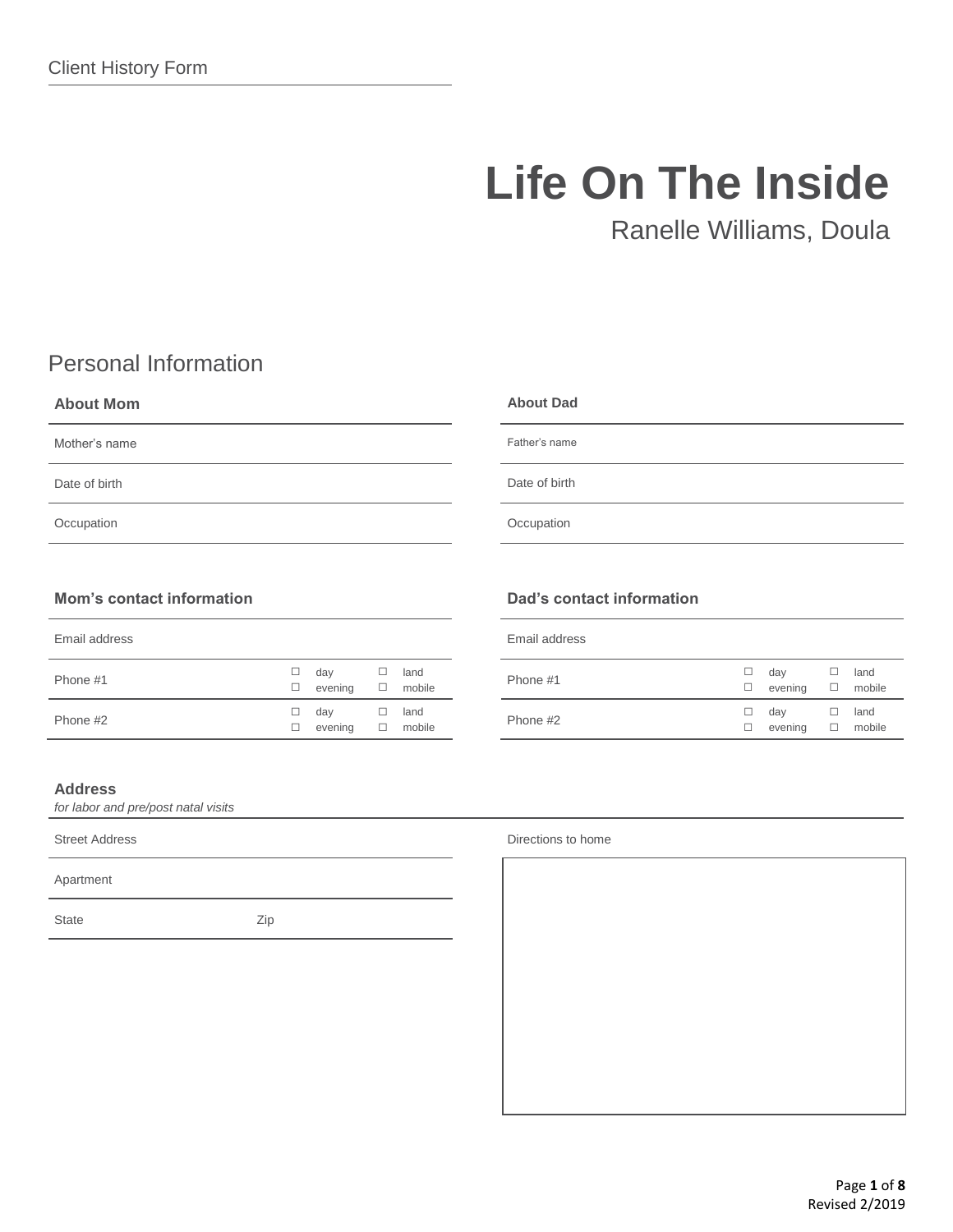Client History Form

# Life On The Inside

Ranelle Williams, Doula

## Personal Information

### About Mom

| Mother's name | |
|---|---|
| Date of birth | |
| Occupation | |

### About Dad

| Father's name | |
|---|---|
| Date of birth | |
| Occupation | |

### Mom's contact information

| Email address | | |
|---|---|---|
| Phone #1 | ☐ day ☐ evening | ☐ land ☐ mobile |
| Phone #2 | ☐ day ☐ evening | ☐ land ☐ mobile |

### Dad's contact information

| Email address | | |
|---|---|---|
| Phone #1 | ☐ day ☐ evening | ☐ land ☐ mobile |
| Phone #2 | ☐ day ☐ evening | ☐ land ☐ mobile |

### Address

*for labor and pre/post natal visits*

| Street Address | |
|---|---|
| Apartment | |
| State | Zip |

Directions to home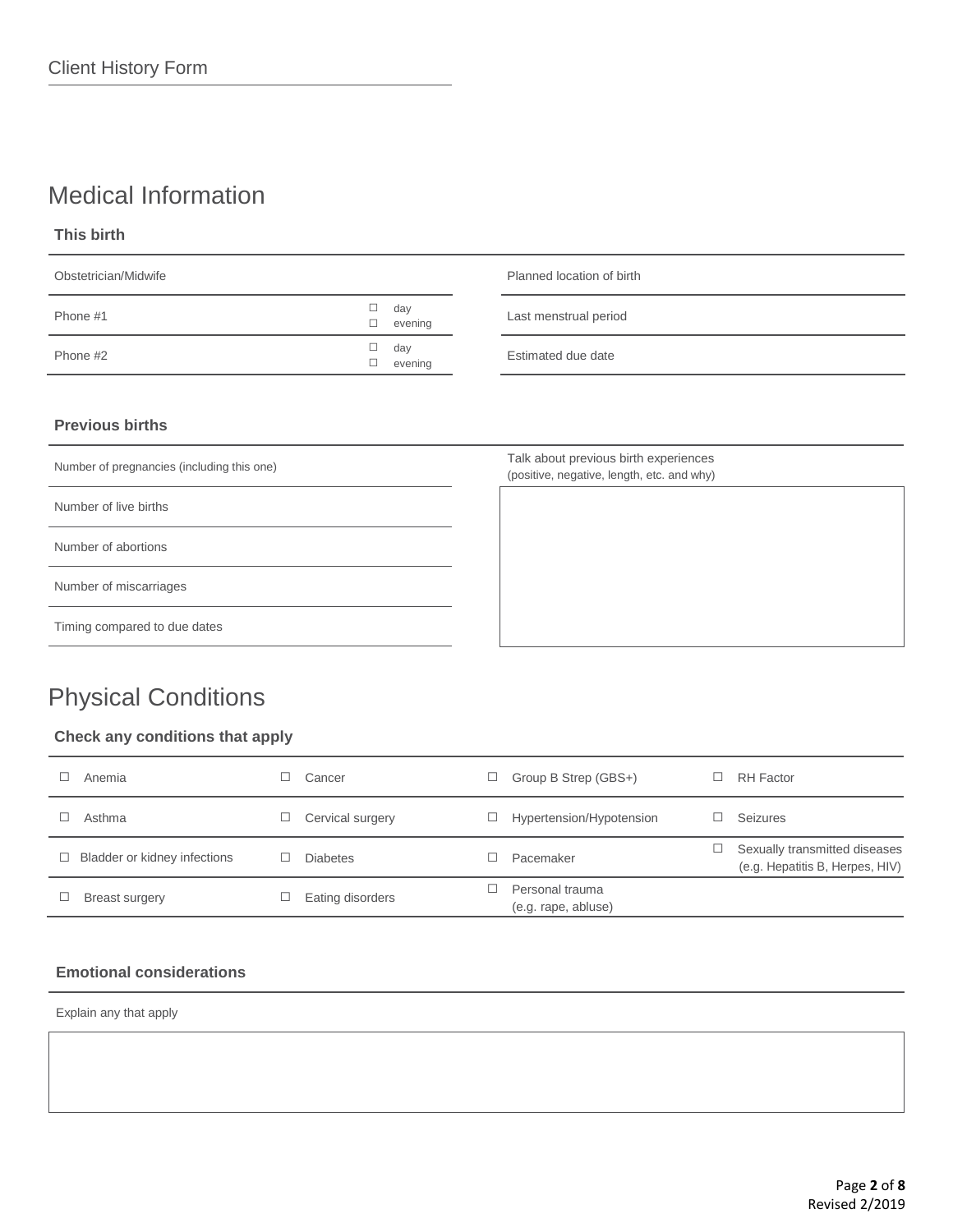# Medical Information

### This birth

| | | |
|---|---|---|
| Obstetrician/Midwife | | Planned location of birth |
| Phone #1 | ☐ day ☐ evening | Last menstrual period |
| Phone #2 | ☐ day ☐ evening | Estimated due date |

### Previous births

Number of pregnancies (including this one)

Number of live births

Number of abortions

Number of miscarriages

Timing compared to due dates

Talk about previous birth experiences
(positive, negative, length, etc. and why)

# Physical Conditions

### Check any conditions that apply

| | | | |
|---|---|---|---|
| ☐ Anemia | ☐ Cancer | ☐ Group B Strep (GBS+) | ☐ RH Factor |
| ☐ Asthma | ☐ Cervical surgery | ☐ Hypertension/Hypotension | ☐ Seizures |
| ☐ Bladder or kidney infections | ☐ Diabetes | ☐ Pacemaker | ☐ Sexually transmitted diseases (e.g. Hepatitis B, Herpes, HIV) |
| ☐ Breast surgery | ☐ Eating disorders | ☐ Personal trauma (e.g. rape, abluse) | |

### Emotional considerations

Explain any that apply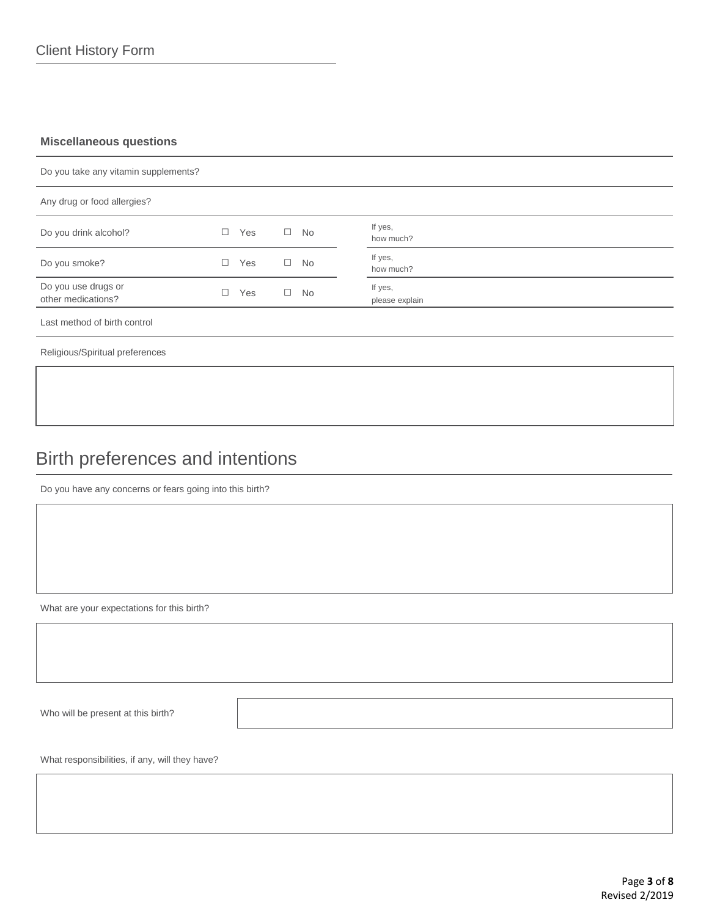Client History Form

### Miscellaneous questions

Do you take any vitamin supplements?

Any drug or food allergies?

| | | | |
|---|---|---|---|
| Do you drink alcohol? | ☐ Yes | ☐ No | If yes, how much? |
| Do you smoke? | ☐ Yes | ☐ No | If yes, how much? |
| Do you use drugs or other medications? | ☐ Yes | ☐ No | If yes, please explain |

Last method of birth control

Religious/Spiritual preferences

# Birth preferences and intentions

Do you have any concerns or fears going into this birth?

What are your expectations for this birth?

Who will be present at this birth?

What responsibilities, if any, will they have?

Revised 2/2019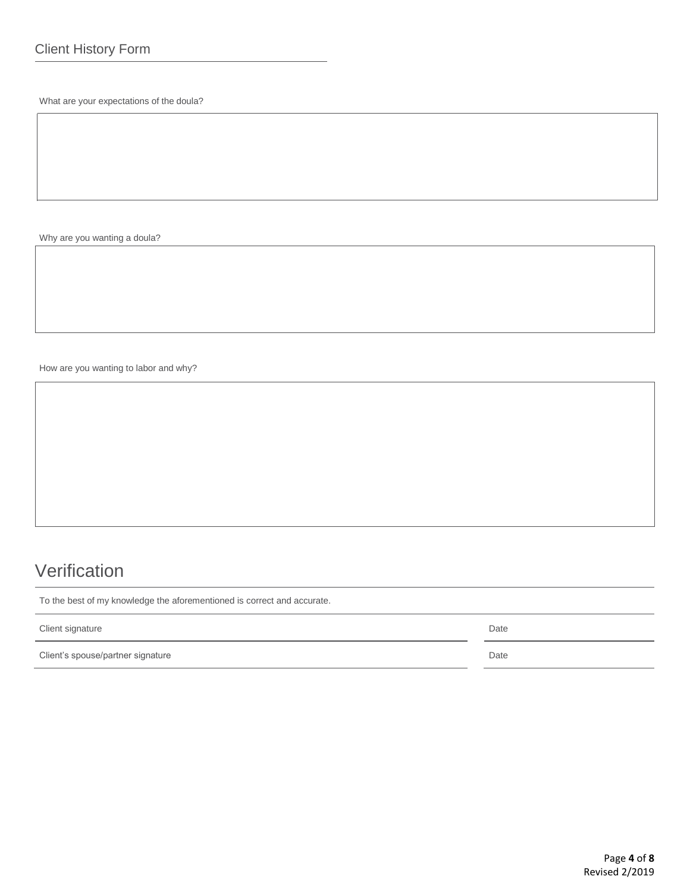Client History Form

What are your expectations of the doula?

Why are you wanting a doula?

How are you wanting to labor and why?

# Verification

To the best of my knowledge the aforementioned is correct and accurate.

| Client signature | Date |
|---|---|
| Client's spouse/partner signature | Date |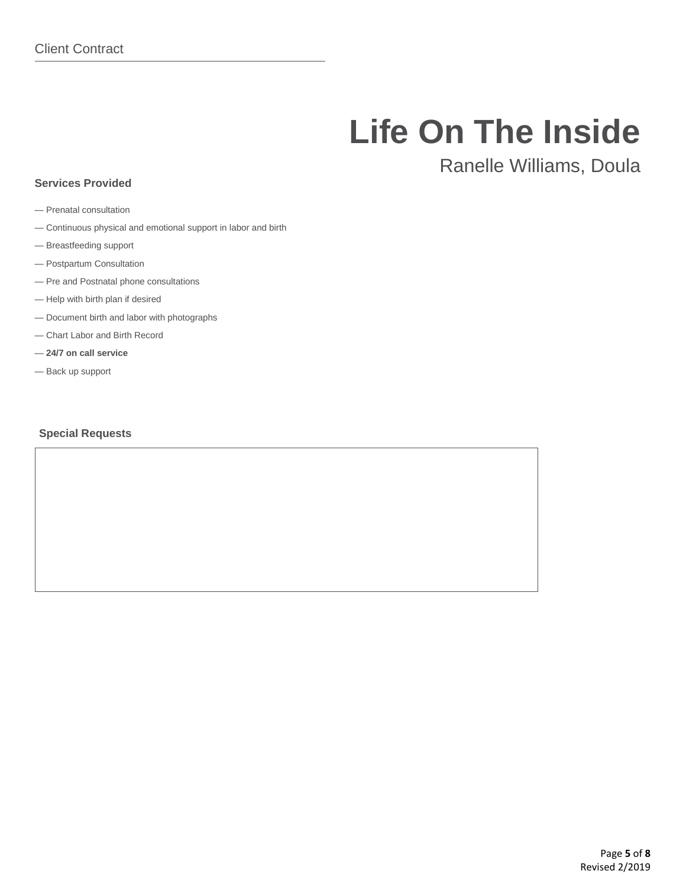# Life On The Inside

Ranelle Williams, Doula

### Services Provided

— Prenatal consultation

— Continuous physical and emotional support in labor and birth

— Breastfeeding support

— Postpartum Consultation

— Pre and Postnatal phone consultations

— Help with birth plan if desired

— Document birth and labor with photographs

— Chart Labor and Birth Record

— **24/7 on call service**

— Back up support

### Special Requests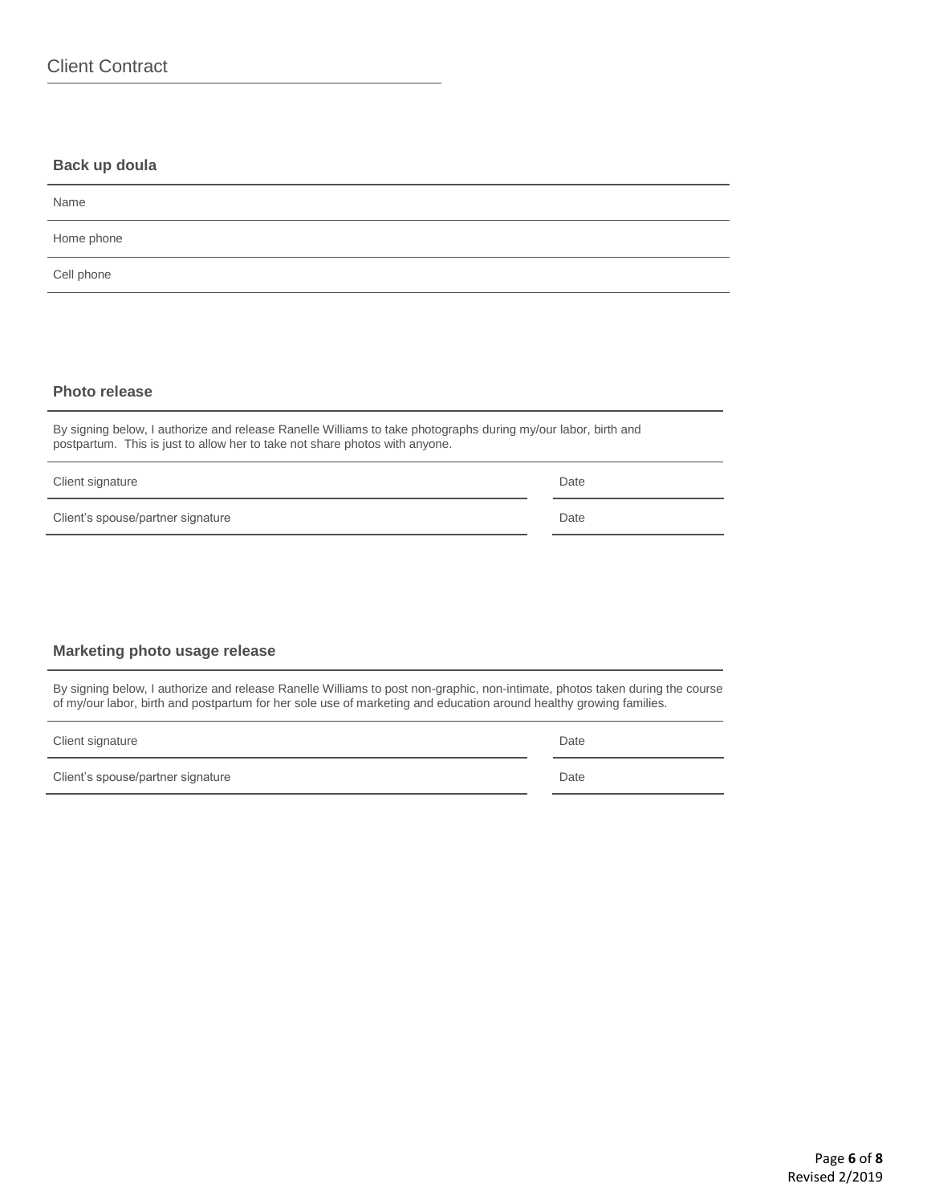Client Contract

### Back up doula

Name

Home phone

Cell phone

### Photo release

By signing below, I authorize and release Ranelle Williams to take photographs during my/our labor, birth and postpartum. This is just to allow her to take not share photos with anyone.

| | |
|---|---|
| Client signature | Date |
| Client's spouse/partner signature | Date |

### Marketing photo usage release

By signing below, I authorize and release Ranelle Williams to post non-graphic, non-intimate, photos taken during the course of my/our labor, birth and postpartum for her sole use of marketing and education around healthy growing families.

| | |
|---|---|
| Client signature | Date |
| Client's spouse/partner signature | Date |

Revised 2/2019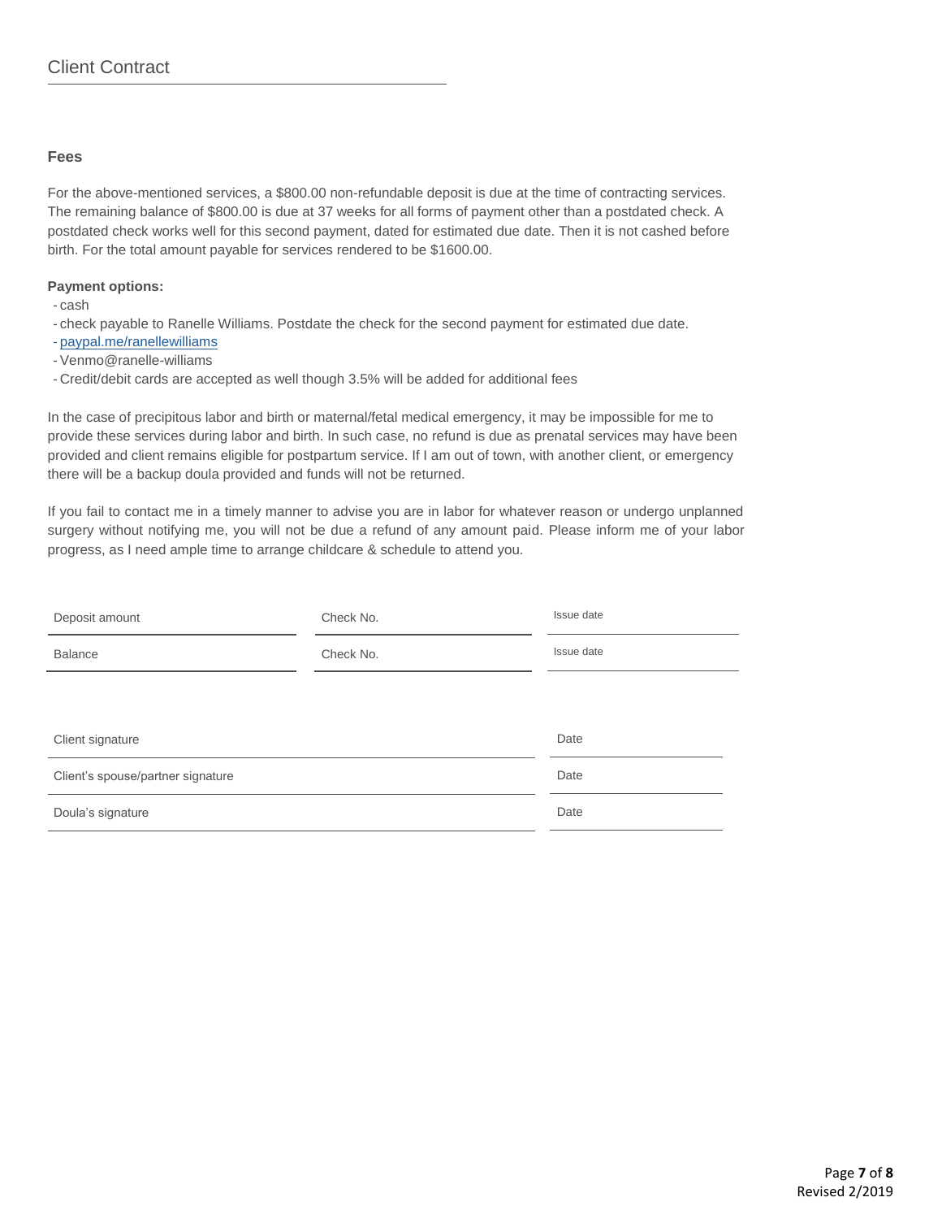Client Contract

### Fees

For the above-mentioned services, a $800.00 non-refundable deposit is due at the time of contracting services. The remaining balance of $800.00 is due at 37 weeks for all forms of payment other than a postdated check. A postdated check works well for this second payment, dated for estimated due date. Then it is not cashed before birth. For the total amount payable for services rendered to be $1600.00.

**Payment options:**

- cash
- check payable to Ranelle Williams. Postdate the check for the second payment for estimated due date.
- paypal.me/ranellewilliams
- Venmo@ranelle-williams
- Credit/debit cards are accepted as well though 3.5% will be added for additional fees

In the case of precipitous labor and birth or maternal/fetal medical emergency, it may be impossible for me to provide these services during labor and birth. In such case, no refund is due as prenatal services may have been provided and client remains eligible for postpartum service. If I am out of town, with another client, or emergency there will be a backup doula provided and funds will not be returned.

If you fail to contact me in a timely manner to advise you are in labor for whatever reason or undergo unplanned surgery without notifying me, you will not be due a refund of any amount paid. Please inform me of your labor progress, as I need ample time to arrange childcare & schedule to attend you.

| Deposit amount | Check No. | Issue date |
|---|---|---|
| Balance | Check No. | Issue date |

| Client signature | Date |
|---|---|
| Client's spouse/partner signature | Date |
| Doula's signature | Date |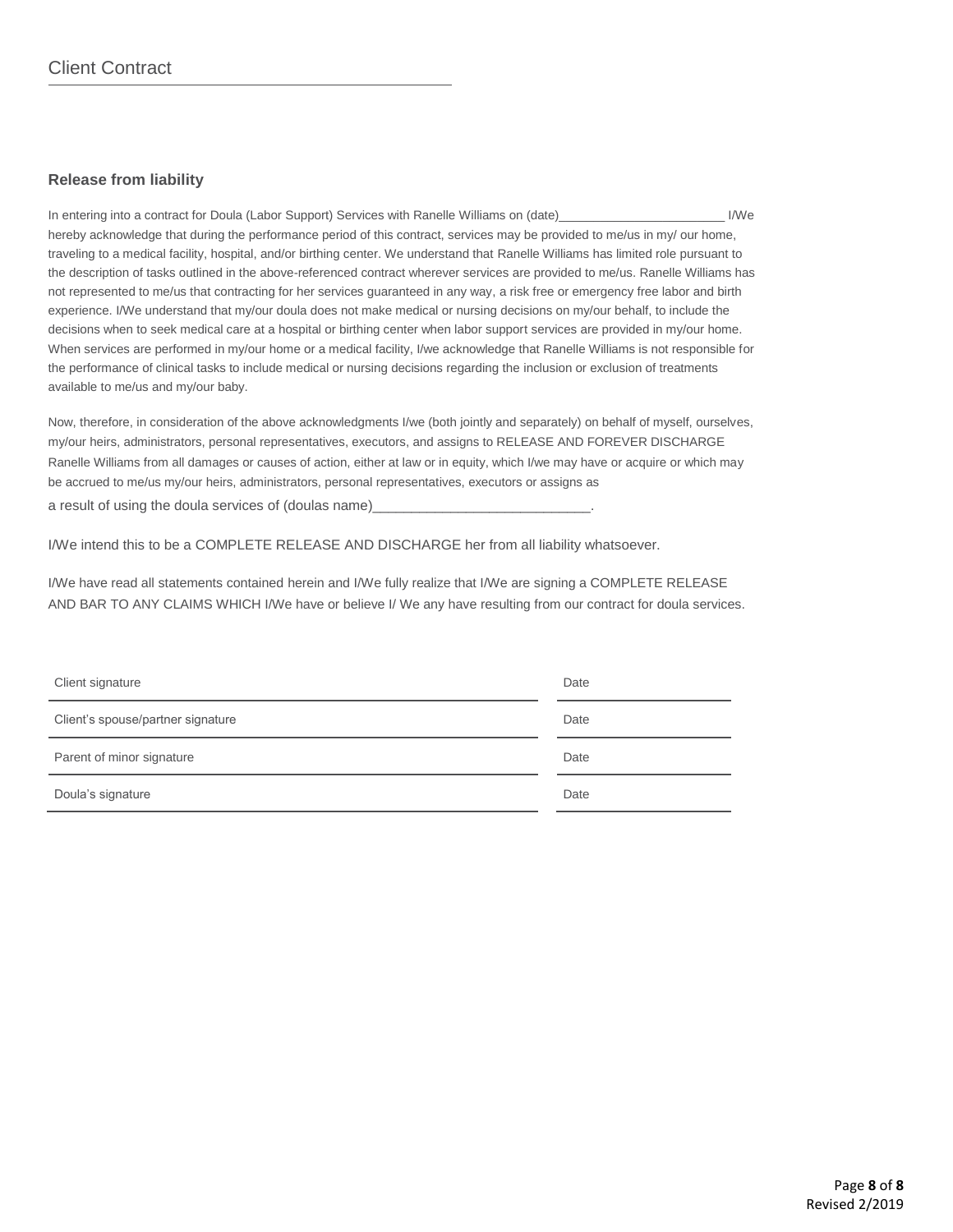# Client Contract

## Release from liability

In entering into a contract for Doula (Labor Support) Services with Ranelle Williams on (date)_______________________ I/We hereby acknowledge that during the performance period of this contract, services may be provided to me/us in my/ our home, traveling to a medical facility, hospital, and/or birthing center. We understand that Ranelle Williams has limited role pursuant to the description of tasks outlined in the above-referenced contract wherever services are provided to me/us. Ranelle Williams has not represented to me/us that contracting for her services guaranteed in any way, a risk free or emergency free labor and birth experience. I/We understand that my/our doula does not make medical or nursing decisions on my/our behalf, to include the decisions when to seek medical care at a hospital or birthing center when labor support services are provided in my/our home. When services are performed in my/our home or a medical facility, I/we acknowledge that Ranelle Williams is not responsible for the performance of clinical tasks to include medical or nursing decisions regarding the inclusion or exclusion of treatments available to me/us and my/our baby.

Now, therefore, in consideration of the above acknowledgments I/we (both jointly and separately) on behalf of myself, ourselves, my/our heirs, administrators, personal representatives, executors, and assigns to RELEASE AND FOREVER DISCHARGE Ranelle Williams from all damages or causes of action, either at law or in equity, which I/we may have or acquire or which may be accrued to me/us my/our heirs, administrators, personal representatives, executors or assigns as a result of using the doula services of (doulas name)___________________________.

I/We intend this to be a COMPLETE RELEASE AND DISCHARGE her from all liability whatsoever.

I/We have read all statements contained herein and I/We fully realize that I/We are signing a COMPLETE RELEASE AND BAR TO ANY CLAIMS WHICH I/We have or believe I/ We any have resulting from our contract for doula services.

| | |
|---|---|
| Client signature | Date |
| Client's spouse/partner signature | Date |
| Parent of minor signature | Date |
| Doula's signature | Date |

Revised 2/2019